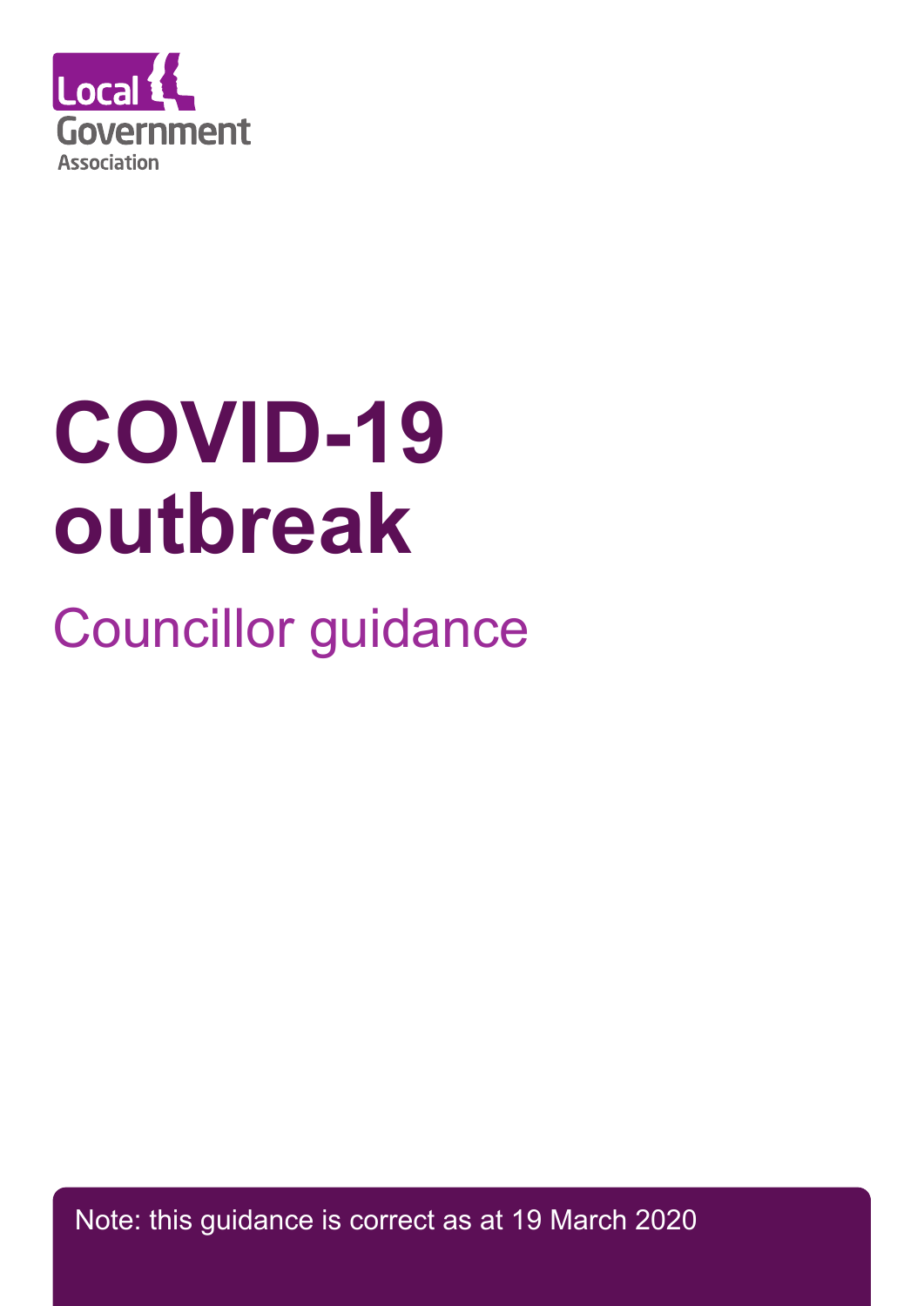Local Government Association

# COVID-19 outbreak

## Councillor guidance

Note: this guidance is correct as at 19 March 2020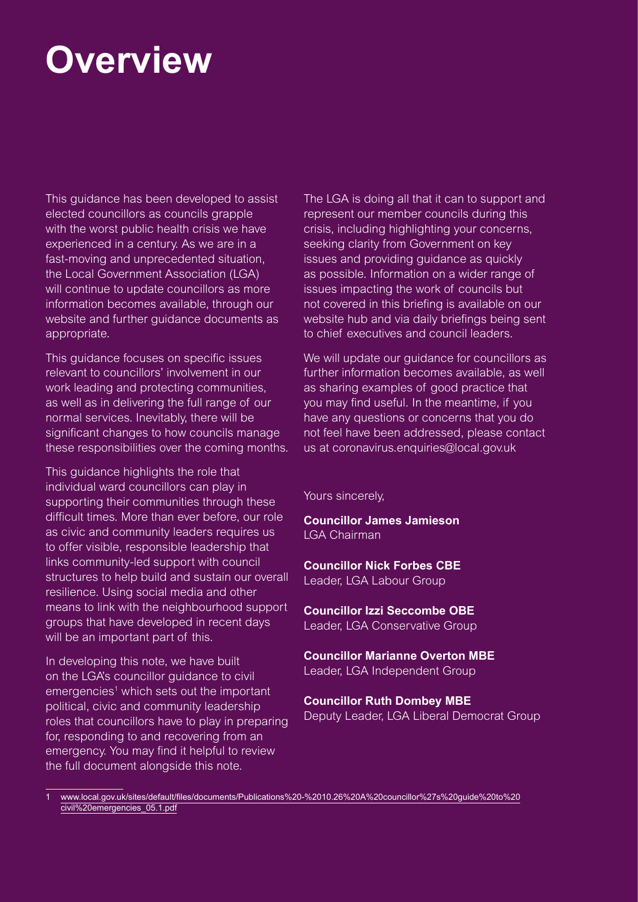# Overview

This guidance has been developed to assist elected councillors as councils grapple with the worst public health crisis we have experienced in a century. As we are in a fast-moving and unprecedented situation, the Local Government Association (LGA) will continue to update councillors as more information becomes available, through our website and further guidance documents as appropriate.

This guidance focuses on specific issues relevant to councillors' involvement in our work leading and protecting communities, as well as in delivering the full range of our normal services. Inevitably, there will be significant changes to how councils manage these responsibilities over the coming months.

This guidance highlights the role that individual ward councillors can play in supporting their communities through these difficult times. More than ever before, our role as civic and community leaders requires us to offer visible, responsible leadership that links community-led support with council structures to help build and sustain our overall resilience. Using social media and other means to link with the neighbourhood support groups that have developed in recent days will be an important part of this.

In developing this note, we have built on the LGA's councillor guidance to civil emergencies[1] which sets out the important political, civic and community leadership roles that councillors have to play in preparing for, responding to and recovering from an emergency. You may find it helpful to review the full document alongside this note.

The LGA is doing all that it can to support and represent our member councils during this crisis, including highlighting your concerns, seeking clarity from Government on key issues and providing guidance as quickly as possible. Information on a wider range of issues impacting the work of councils but not covered in this briefing is available on our website hub and via daily briefings being sent to chief executives and council leaders.

We will update our guidance for councillors as further information becomes available, as well as sharing examples of good practice that you may find useful. In the meantime, if you have any questions or concerns that you do not feel have been addressed, please contact us at coronavirus.enquiries@local.gov.uk

Yours sincerely,

**Councillor James Jamieson**
LGA Chairman

**Councillor Nick Forbes CBE**
Leader, LGA Labour Group

**Councillor Izzi Seccombe OBE**
Leader, LGA Conservative Group

**Councillor Marianne Overton MBE**
Leader, LGA Independent Group

**Councillor Ruth Dombey MBE**
Deputy Leader, LGA Liberal Democrat Group

---

1 www.local.gov.uk/sites/default/files/documents/Publications%20-%2010.26%20A%20councillor%27s%20guide%20to%20civil%20emergencies_05.1.pdf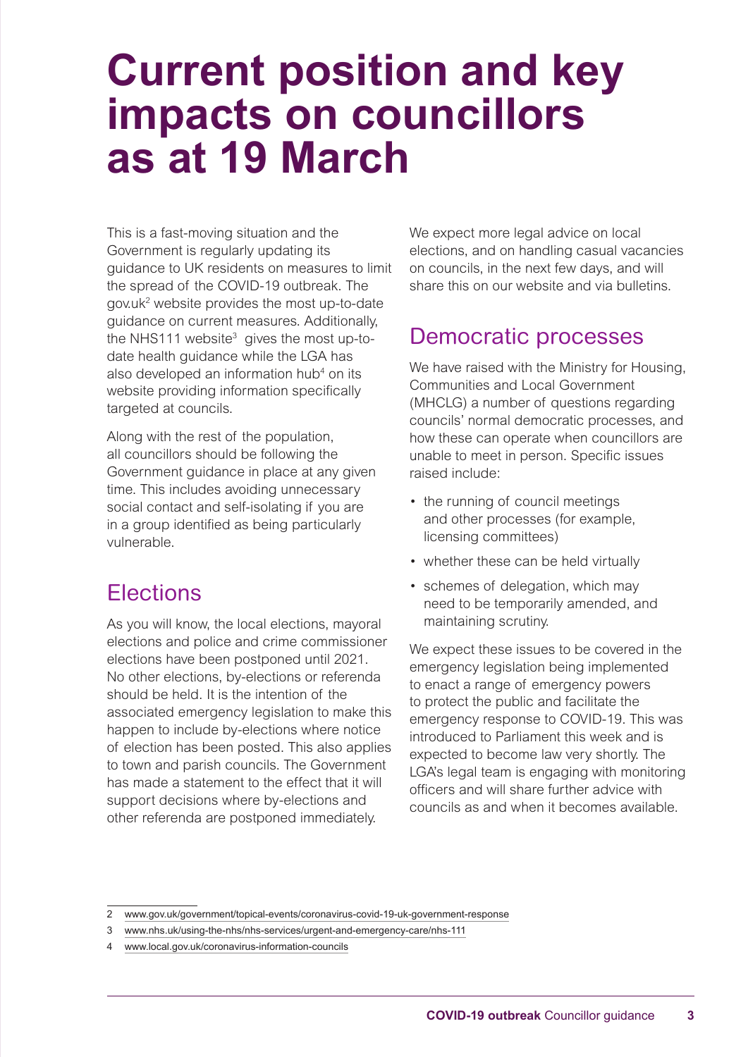# Current position and key impacts on councillors as at 19 March

This is a fast-moving situation and the Government is regularly updating its guidance to UK residents on measures to limit the spread of the COVID-19 outbreak. The gov.uk[2] website provides the most up-to-date guidance on current measures. Additionally, the NHS111 website[3] gives the most up-to-date health guidance while the LGA has also developed an information hub[4] on its website providing information specifically targeted at councils.

Along with the rest of the population, all councillors should be following the Government guidance in place at any given time. This includes avoiding unnecessary social contact and self-isolating if you are in a group identified as being particularly vulnerable.

## Elections

As you will know, the local elections, mayoral elections and police and crime commissioner elections have been postponed until 2021. No other elections, by-elections or referenda should be held. It is the intention of the associated emergency legislation to make this happen to include by-elections where notice of election has been posted. This also applies to town and parish councils. The Government has made a statement to the effect that it will support decisions where by-elections and other referenda are postponed immediately.

We expect more legal advice on local elections, and on handling casual vacancies on councils, in the next few days, and will share this on our website and via bulletins.

## Democratic processes

We have raised with the Ministry for Housing, Communities and Local Government (MHCLG) a number of questions regarding councils' normal democratic processes, and how these can operate when councillors are unable to meet in person. Specific issues raised include:

- the running of council meetings and other processes (for example, licensing committees)
- whether these can be held virtually
- schemes of delegation, which may need to be temporarily amended, and maintaining scrutiny.

We expect these issues to be covered in the emergency legislation being implemented to enact a range of emergency powers to protect the public and facilitate the emergency response to COVID-19. This was introduced to Parliament this week and is expected to become law very shortly. The LGA's legal team is engaging with monitoring officers and will share further advice with councils as and when it becomes available.

2 www.gov.uk/government/topical-events/coronavirus-covid-19-uk-government-response

3 www.nhs.uk/using-the-nhs/nhs-services/urgent-and-emergency-care/nhs-111

4 www.local.gov.uk/coronavirus-information-councils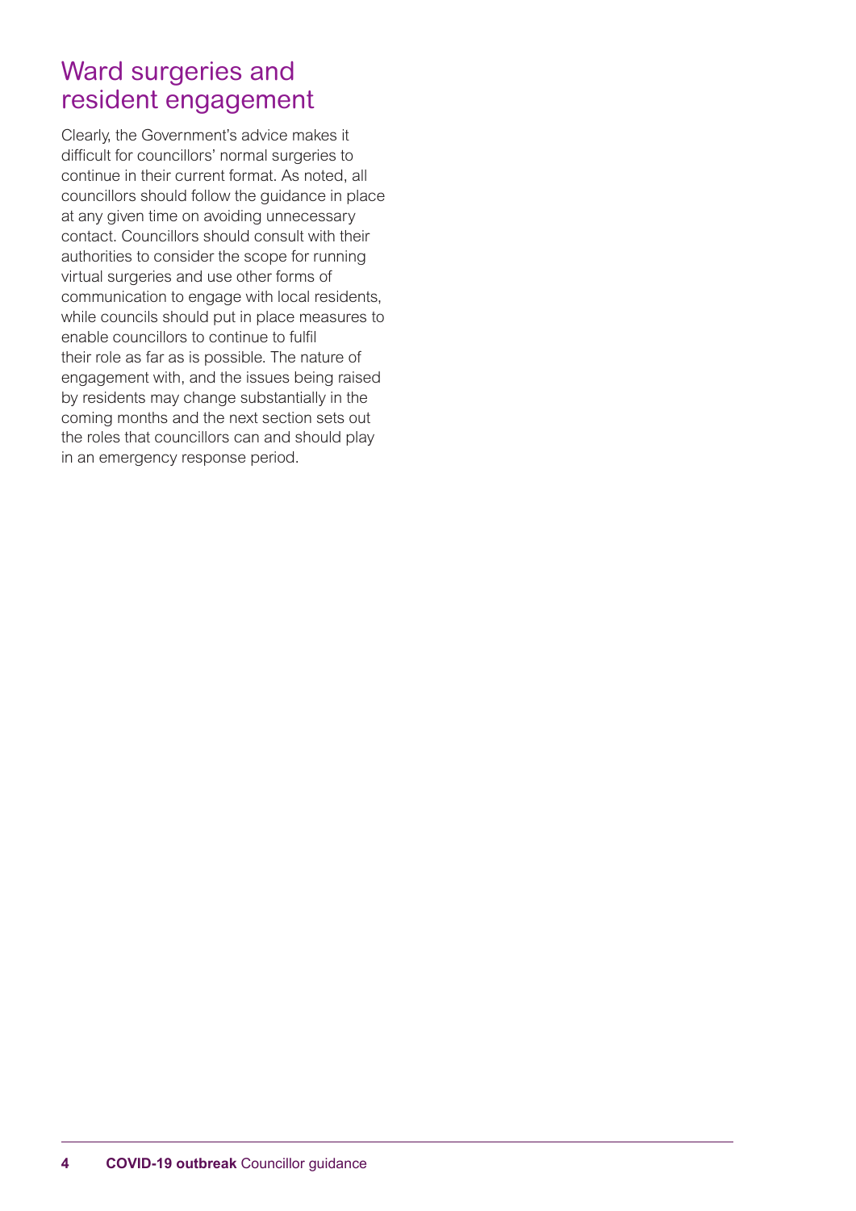## Ward surgeries and resident engagement

Clearly, the Government's advice makes it difficult for councillors' normal surgeries to continue in their current format. As noted, all councillors should follow the guidance in place at any given time on avoiding unnecessary contact. Councillors should consult with their authorities to consider the scope for running virtual surgeries and use other forms of communication to engage with local residents, while councils should put in place measures to enable councillors to continue to fulfil their role as far as is possible. The nature of engagement with, and the issues being raised by residents may change substantially in the coming months and the next section sets out the roles that councillors can and should play in an emergency response period.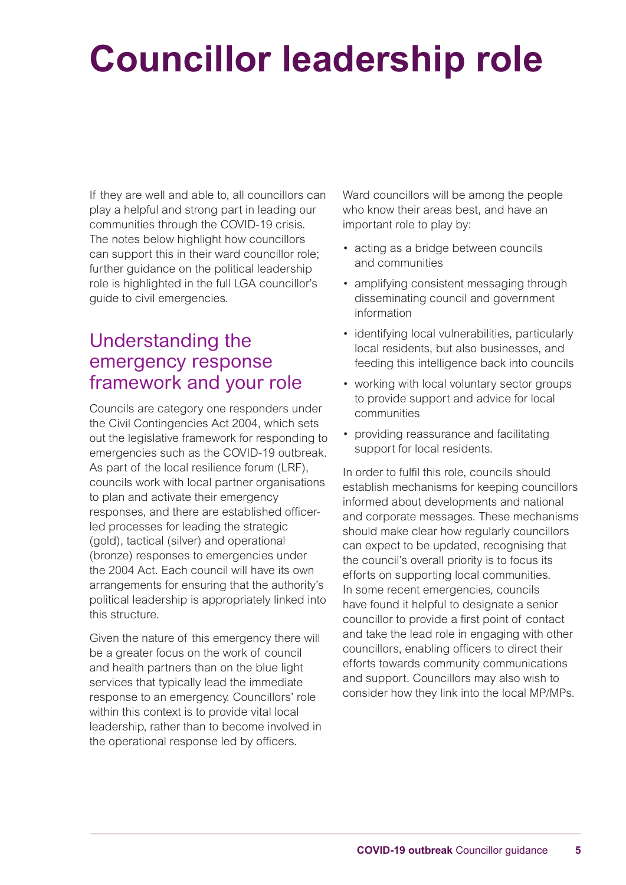# Councillor leadership role

If they are well and able to, all councillors can play a helpful and strong part in leading our communities through the COVID-19 crisis. The notes below highlight how councillors can support this in their ward councillor role; further guidance on the political leadership role is highlighted in the full LGA councillor's guide to civil emergencies.

## Understanding the emergency response framework and your role

Councils are category one responders under the Civil Contingencies Act 2004, which sets out the legislative framework for responding to emergencies such as the COVID-19 outbreak. As part of the local resilience forum (LRF), councils work with local partner organisations to plan and activate their emergency responses, and there are established officer-led processes for leading the strategic (gold), tactical (silver) and operational (bronze) responses to emergencies under the 2004 Act. Each council will have its own arrangements for ensuring that the authority's political leadership is appropriately linked into this structure.

Given the nature of this emergency there will be a greater focus on the work of council and health partners than on the blue light services that typically lead the immediate response to an emergency. Councillors' role within this context is to provide vital local leadership, rather than to become involved in the operational response led by officers.

Ward councillors will be among the people who know their areas best, and have an important role to play by:

- acting as a bridge between councils and communities
- amplifying consistent messaging through disseminating council and government information
- identifying local vulnerabilities, particularly local residents, but also businesses, and feeding this intelligence back into councils
- working with local voluntary sector groups to provide support and advice for local communities
- providing reassurance and facilitating support for local residents.

In order to fulfil this role, councils should establish mechanisms for keeping councillors informed about developments and national and corporate messages. These mechanisms should make clear how regularly councillors can expect to be updated, recognising that the council's overall priority is to focus its efforts on supporting local communities. In some recent emergencies, councils have found it helpful to designate a senior councillor to provide a first point of contact and take the lead role in engaging with other councillors, enabling officers to direct their efforts towards community communications and support. Councillors may also wish to consider how they link into the local MP/MPs.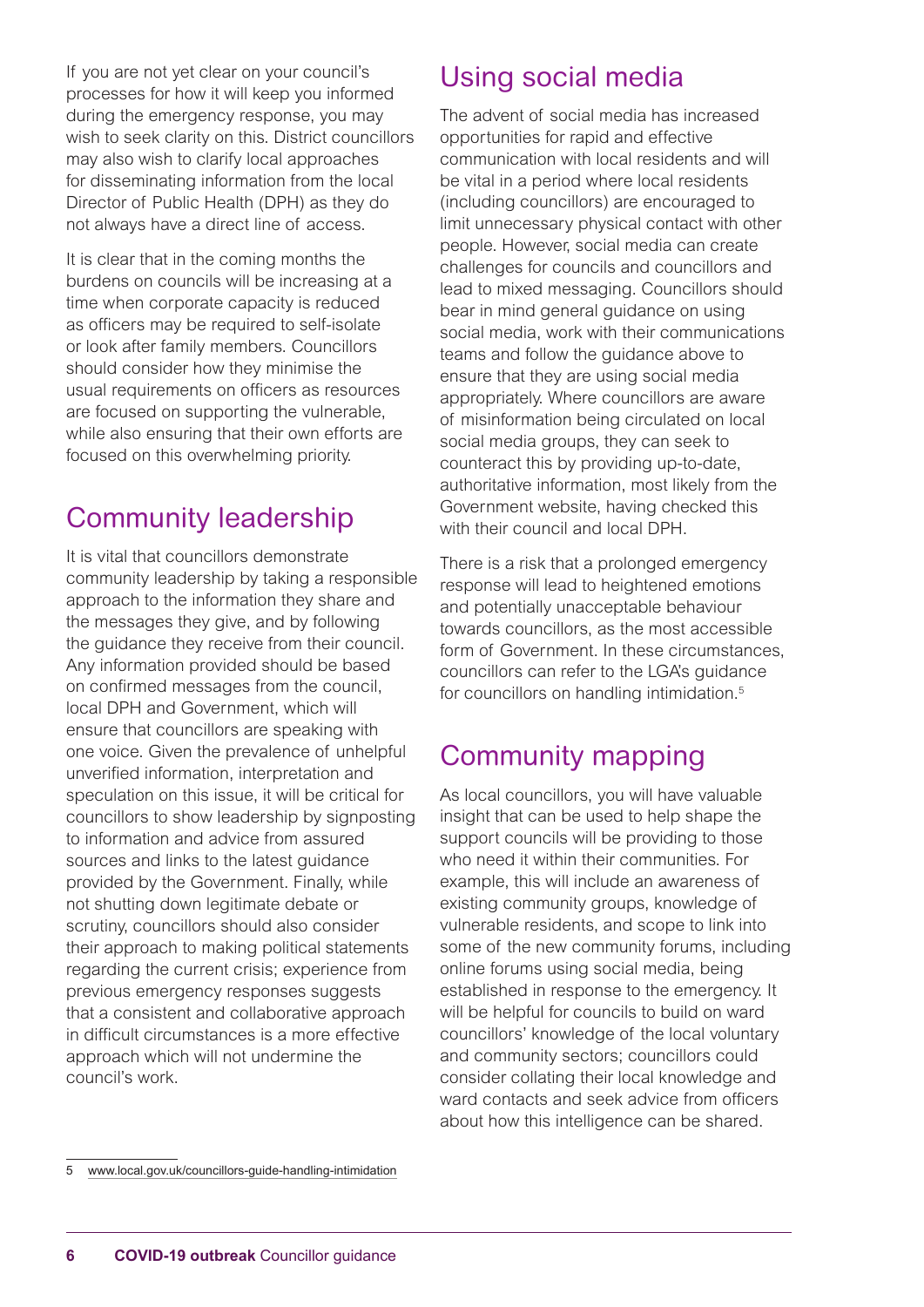If you are not yet clear on your council's processes for how it will keep you informed during the emergency response, you may wish to seek clarity on this. District councillors may also wish to clarify local approaches for disseminating information from the local Director of Public Health (DPH) as they do not always have a direct line of access.

It is clear that in the coming months the burdens on councils will be increasing at a time when corporate capacity is reduced as officers may be required to self-isolate or look after family members. Councillors should consider how they minimise the usual requirements on officers as resources are focused on supporting the vulnerable, while also ensuring that their own efforts are focused on this overwhelming priority.

## Community leadership

It is vital that councillors demonstrate community leadership by taking a responsible approach to the information they share and the messages they give, and by following the guidance they receive from their council. Any information provided should be based on confirmed messages from the council, local DPH and Government, which will ensure that councillors are speaking with one voice. Given the prevalence of unhelpful unverified information, interpretation and speculation on this issue, it will be critical for councillors to show leadership by signposting to information and advice from assured sources and links to the latest guidance provided by the Government. Finally, while not shutting down legitimate debate or scrutiny, councillors should also consider their approach to making political statements regarding the current crisis; experience from previous emergency responses suggests that a consistent and collaborative approach in difficult circumstances is a more effective approach which will not undermine the council's work.

## Using social media

The advent of social media has increased opportunities for rapid and effective communication with local residents and will be vital in a period where local residents (including councillors) are encouraged to limit unnecessary physical contact with other people. However, social media can create challenges for councils and councillors and lead to mixed messaging. Councillors should bear in mind general guidance on using social media, work with their communications teams and follow the guidance above to ensure that they are using social media appropriately. Where councillors are aware of misinformation being circulated on local social media groups, they can seek to counteract this by providing up-to-date, authoritative information, most likely from the Government website, having checked this with their council and local DPH.

There is a risk that a prolonged emergency response will lead to heightened emotions and potentially unacceptable behaviour towards councillors, as the most accessible form of Government. In these circumstances, councillors can refer to the LGA's guidance for councillors on handling intimidation.[5]

## Community mapping

As local councillors, you will have valuable insight that can be used to help shape the support councils will be providing to those who need it within their communities. For example, this will include an awareness of existing community groups, knowledge of vulnerable residents, and scope to link into some of the new community forums, including online forums using social media, being established in response to the emergency. It will be helpful for councils to build on ward councillors' knowledge of the local voluntary and community sectors; councillors could consider collating their local knowledge and ward contacts and seek advice from officers about how this intelligence can be shared.

5 www.local.gov.uk/councillors-guide-handling-intimidation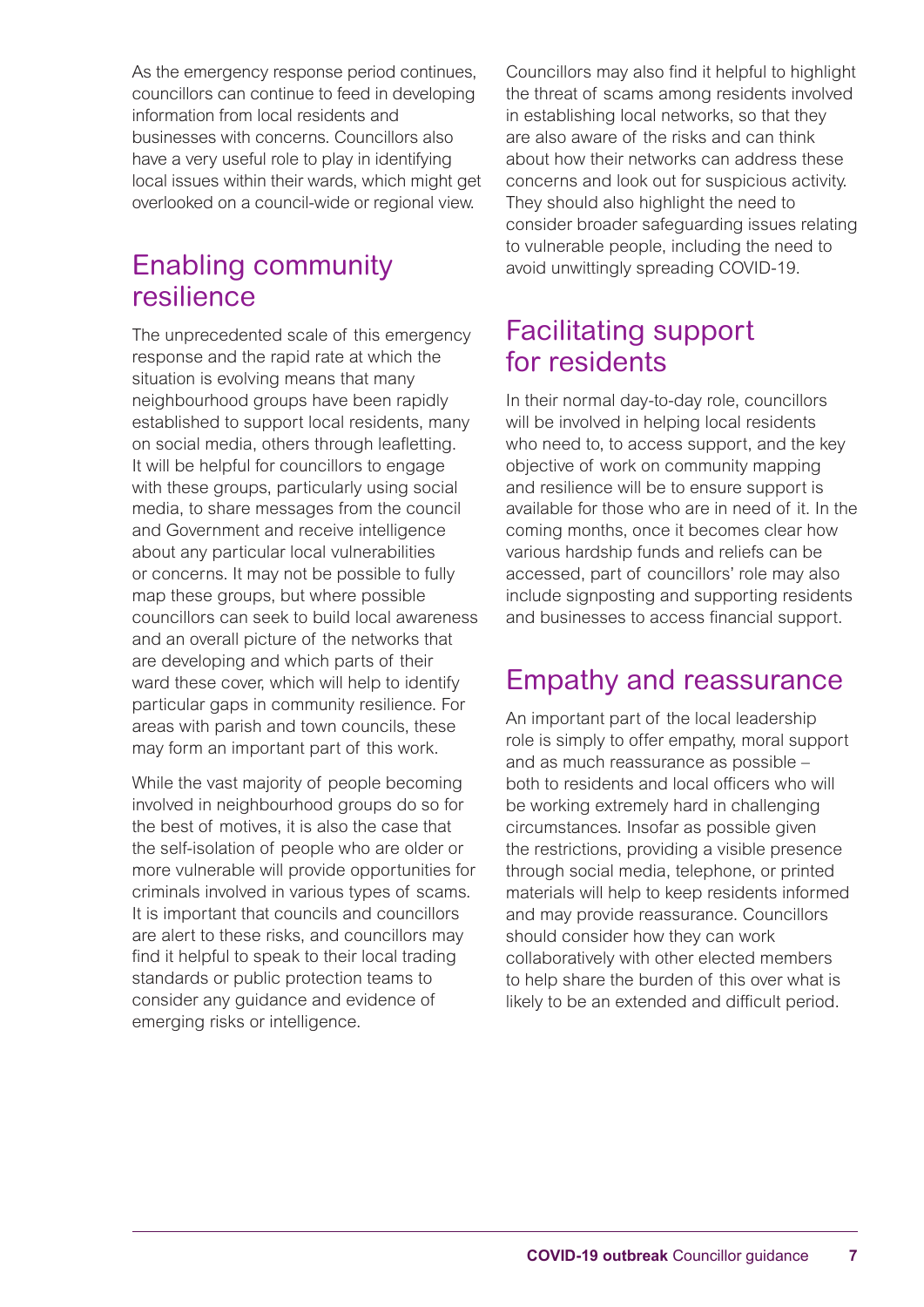As the emergency response period continues, councillors can continue to feed in developing information from local residents and businesses with concerns. Councillors also have a very useful role to play in identifying local issues within their wards, which might get overlooked on a council-wide or regional view.

## Enabling community resilience

The unprecedented scale of this emergency response and the rapid rate at which the situation is evolving means that many neighbourhood groups have been rapidly established to support local residents, many on social media, others through leafletting. It will be helpful for councillors to engage with these groups, particularly using social media, to share messages from the council and Government and receive intelligence about any particular local vulnerabilities or concerns. It may not be possible to fully map these groups, but where possible councillors can seek to build local awareness and an overall picture of the networks that are developing and which parts of their ward these cover, which will help to identify particular gaps in community resilience. For areas with parish and town councils, these may form an important part of this work.

While the vast majority of people becoming involved in neighbourhood groups do so for the best of motives, it is also the case that the self-isolation of people who are older or more vulnerable will provide opportunities for criminals involved in various types of scams. It is important that councils and councillors are alert to these risks, and councillors may find it helpful to speak to their local trading standards or public protection teams to consider any guidance and evidence of emerging risks or intelligence.

Councillors may also find it helpful to highlight the threat of scams among residents involved in establishing local networks, so that they are also aware of the risks and can think about how their networks can address these concerns and look out for suspicious activity. They should also highlight the need to consider broader safeguarding issues relating to vulnerable people, including the need to avoid unwittingly spreading COVID-19.

## Facilitating support for residents

In their normal day-to-day role, councillors will be involved in helping local residents who need to, to access support, and the key objective of work on community mapping and resilience will be to ensure support is available for those who are in need of it. In the coming months, once it becomes clear how various hardship funds and reliefs can be accessed, part of councillors' role may also include signposting and supporting residents and businesses to access financial support.

## Empathy and reassurance

An important part of the local leadership role is simply to offer empathy, moral support and as much reassurance as possible – both to residents and local officers who will be working extremely hard in challenging circumstances. Insofar as possible given the restrictions, providing a visible presence through social media, telephone, or printed materials will help to keep residents informed and may provide reassurance. Councillors should consider how they can work collaboratively with other elected members to help share the burden of this over what is likely to be an extended and difficult period.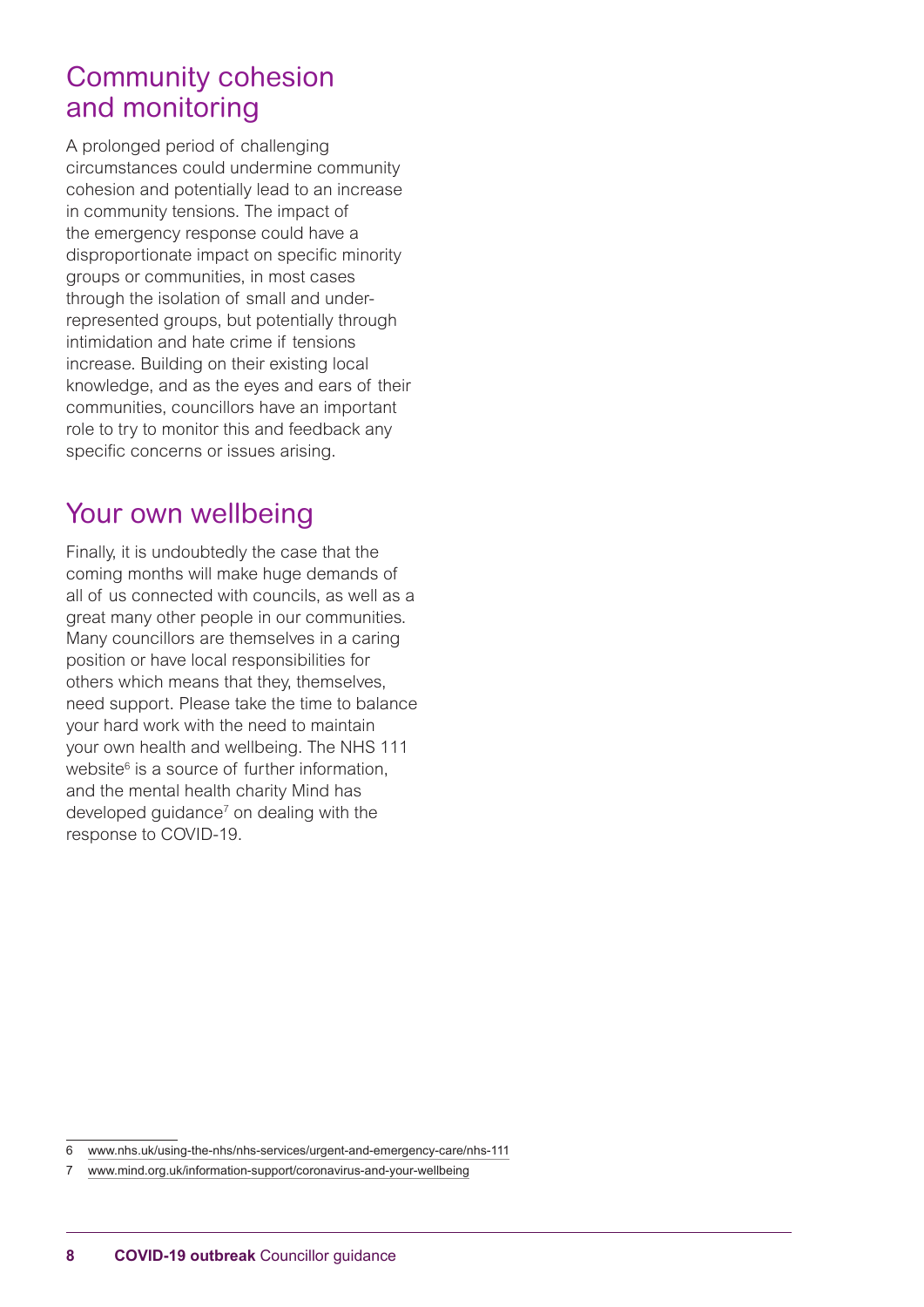## Community cohesion and monitoring

A prolonged period of challenging circumstances could undermine community cohesion and potentially lead to an increase in community tensions. The impact of the emergency response could have a disproportionate impact on specific minority groups or communities, in most cases through the isolation of small and under-represented groups, but potentially through intimidation and hate crime if tensions increase. Building on their existing local knowledge, and as the eyes and ears of their communities, councillors have an important role to try to monitor this and feedback any specific concerns or issues arising.

## Your own wellbeing

Finally, it is undoubtedly the case that the coming months will make huge demands of all of us connected with councils, as well as a great many other people in our communities. Many councillors are themselves in a caring position or have local responsibilities for others which means that they, themselves, need support. Please take the time to balance your hard work with the need to maintain your own health and wellbeing. The NHS 111 website[6] is a source of further information, and the mental health charity Mind has developed guidance[7] on dealing with the response to COVID-19.

6 www.nhs.uk/using-the-nhs/nhs-services/urgent-and-emergency-care/nhs-111

7 www.mind.org.uk/information-support/coronavirus-and-your-wellbeing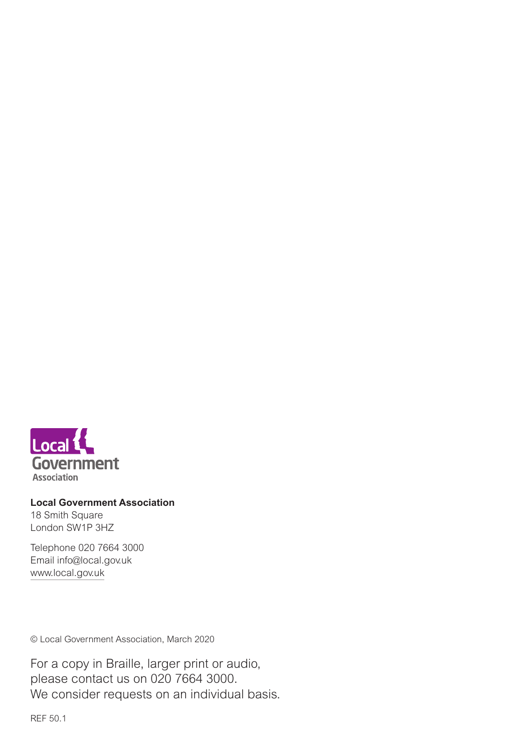**Local Government Association**
18 Smith Square
London SW1P 3HZ

Telephone 020 7664 3000
Email info@local.gov.uk
www.local.gov.uk

© Local Government Association, March 2020

For a copy in Braille, larger print or audio, please contact us on 020 7664 3000.
We consider requests on an individual basis.

REF 50.1